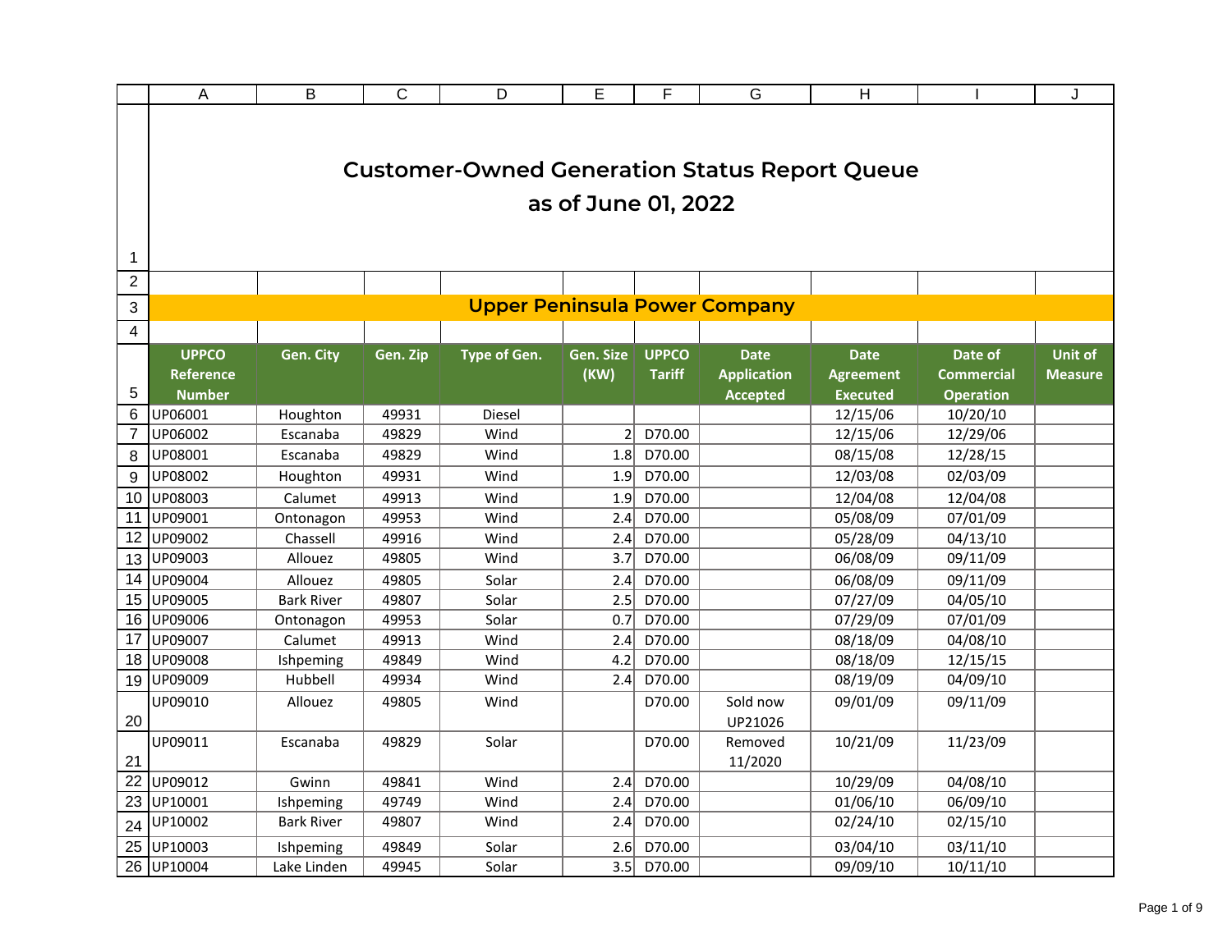# Customer-Owned Generation Status Report Queue
## as of June 01, 2022

## Upper Peninsula Power Company

| UPPCO Reference Number | Gen. City | Gen. Zip | Type of Gen. | Gen. Size (KW) | UPPCO Tariff | Date Application Accepted | Date Agreement Executed | Date of Commercial Operation | Unit of Measure |
|---|---|---|---|---|---|---|---|---|---|
| UP06001 | Houghton | 49931 | Diesel | | | | 12/15/06 | 10/20/10 | |
| UP06002 | Escanaba | 49829 | Wind | 2 | D70.00 | | 12/15/06 | 12/29/06 | |
| UP08001 | Escanaba | 49829 | Wind | 1.8 | D70.00 | | 08/15/08 | 12/28/15 | |
| UP08002 | Houghton | 49931 | Wind | 1.9 | D70.00 | | 12/03/08 | 02/03/09 | |
| UP08003 | Calumet | 49913 | Wind | 1.9 | D70.00 | | 12/04/08 | 12/04/08 | |
| UP09001 | Ontonagon | 49953 | Wind | 2.4 | D70.00 | | 05/08/09 | 07/01/09 | |
| UP09002 | Chassell | 49916 | Wind | 2.4 | D70.00 | | 05/28/09 | 04/13/10 | |
| UP09003 | Allouez | 49805 | Wind | 3.7 | D70.00 | | 06/08/09 | 09/11/09 | |
| UP09004 | Allouez | 49805 | Solar | 2.4 | D70.00 | | 06/08/09 | 09/11/09 | |
| UP09005 | Bark River | 49807 | Solar | 2.5 | D70.00 | | 07/27/09 | 04/05/10 | |
| UP09006 | Ontonagon | 49953 | Solar | 0.7 | D70.00 | | 07/29/09 | 07/01/09 | |
| UP09007 | Calumet | 49913 | Wind | 2.4 | D70.00 | | 08/18/09 | 04/08/10 | |
| UP09008 | Ishpeming | 49849 | Wind | 4.2 | D70.00 | | 08/18/09 | 12/15/15 | |
| UP09009 | Hubbell | 49934 | Wind | 2.4 | D70.00 | | 08/19/09 | 04/09/10 | |
| UP09010 | Allouez | 49805 | Wind | | D70.00 | Sold now UP21026 | 09/01/09 | 09/11/09 | |
| UP09011 | Escanaba | 49829 | Solar | | D70.00 | Removed 11/2020 | 10/21/09 | 11/23/09 | |
| UP09012 | Gwinn | 49841 | Wind | 2.4 | D70.00 | | 10/29/09 | 04/08/10 | |
| UP10001 | Ishpeming | 49749 | Wind | 2.4 | D70.00 | | 01/06/10 | 06/09/10 | |
| UP10002 | Bark River | 49807 | Wind | 2.4 | D70.00 | | 02/24/10 | 02/15/10 | |
| UP10003 | Ishpeming | 49849 | Solar | 2.6 | D70.00 | | 03/04/10 | 03/11/10 | |
| UP10004 | Lake Linden | 49945 | Solar | 3.5 | D70.00 | | 09/09/10 | 10/11/10 | |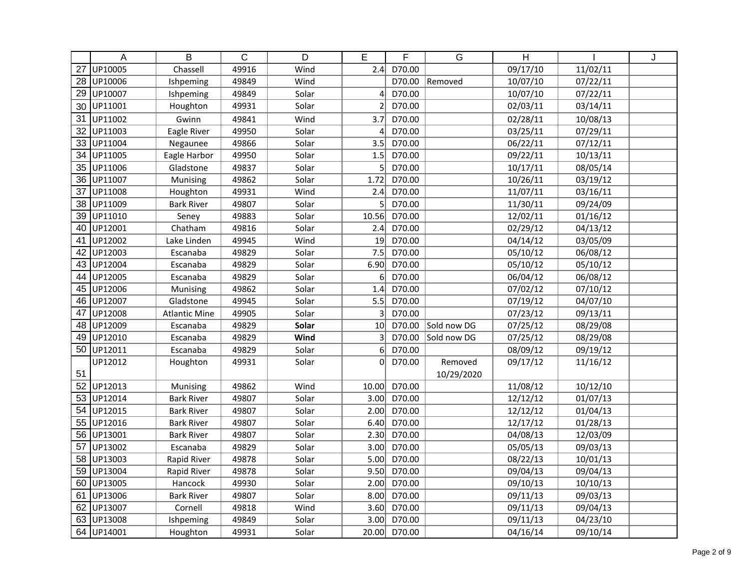| | A | B | C | D | E | F | G | H | I | J |
|---|---|---|---|---|---|---|---|---|---|---|
| 27 | UP10005 | Chassell | 49916 | Wind | 2.4 | D70.00 | | 09/17/10 | 11/02/11 | |
| 28 | UP10006 | Ishpeming | 49849 | Wind | | D70.00 | Removed | 10/07/10 | 07/22/11 | |
| 29 | UP10007 | Ishpeming | 49849 | Solar | 4 | D70.00 | | 10/07/10 | 07/22/11 | |
| 30 | UP11001 | Houghton | 49931 | Solar | 2 | D70.00 | | 02/03/11 | 03/14/11 | |
| 31 | UP11002 | Gwinn | 49841 | Wind | 3.7 | D70.00 | | 02/28/11 | 10/08/13 | |
| 32 | UP11003 | Eagle River | 49950 | Solar | 4 | D70.00 | | 03/25/11 | 07/29/11 | |
| 33 | UP11004 | Negaunee | 49866 | Solar | 3.5 | D70.00 | | 06/22/11 | 07/12/11 | |
| 34 | UP11005 | Eagle Harbor | 49950 | Solar | 1.5 | D70.00 | | 09/22/11 | 10/13/11 | |
| 35 | UP11006 | Gladstone | 49837 | Solar | 5 | D70.00 | | 10/17/11 | 08/05/14 | |
| 36 | UP11007 | Munising | 49862 | Solar | 1.72 | D70.00 | | 10/26/11 | 03/19/12 | |
| 37 | UP11008 | Houghton | 49931 | Wind | 2.4 | D70.00 | | 11/07/11 | 03/16/11 | |
| 38 | UP11009 | Bark River | 49807 | Solar | 5 | D70.00 | | 11/30/11 | 09/24/09 | |
| 39 | UP11010 | Seney | 49883 | Solar | 10.56 | D70.00 | | 12/02/11 | 01/16/12 | |
| 40 | UP12001 | Chatham | 49816 | Solar | 2.4 | D70.00 | | 02/29/12 | 04/13/12 | |
| 41 | UP12002 | Lake Linden | 49945 | Wind | 19 | D70.00 | | 04/14/12 | 03/05/09 | |
| 42 | UP12003 | Escanaba | 49829 | Solar | 7.5 | D70.00 | | 05/10/12 | 06/08/12 | |
| 43 | UP12004 | Escanaba | 49829 | Solar | 6.90 | D70.00 | | 05/10/12 | 05/10/12 | |
| 44 | UP12005 | Escanaba | 49829 | Solar | 6 | D70.00 | | 06/04/12 | 06/08/12 | |
| 45 | UP12006 | Munising | 49862 | Solar | 1.4 | D70.00 | | 07/02/12 | 07/10/12 | |
| 46 | UP12007 | Gladstone | 49945 | Solar | 5.5 | D70.00 | | 07/19/12 | 04/07/10 | |
| 47 | UP12008 | Atlantic Mine | 49905 | Solar | 3 | D70.00 | | 07/23/12 | 09/13/11 | |
| 48 | UP12009 | Escanaba | 49829 | **Solar** | 10 | D70.00 | Sold now DG | 07/25/12 | 08/29/08 | |
| 49 | UP12010 | Escanaba | 49829 | **Wind** | 3 | D70.00 | Sold now DG | 07/25/12 | 08/29/08 | |
| 50 | UP12011 | Escanaba | 49829 | Solar | 6 | D70.00 | | 08/09/12 | 09/19/12 | |
| 51 | UP12012 | Houghton | 49931 | Solar | 0 | D70.00 | Removed 10/29/2020 | 09/17/12 | 11/16/12 | |
| 52 | UP12013 | Munising | 49862 | Wind | 10.00 | D70.00 | | 11/08/12 | 10/12/10 | |
| 53 | UP12014 | Bark River | 49807 | Solar | 3.00 | D70.00 | | 12/12/12 | 01/07/13 | |
| 54 | UP12015 | Bark River | 49807 | Solar | 2.00 | D70.00 | | 12/12/12 | 01/04/13 | |
| 55 | UP12016 | Bark River | 49807 | Solar | 6.40 | D70.00 | | 12/17/12 | 01/28/13 | |
| 56 | UP13001 | Bark River | 49807 | Solar | 2.30 | D70.00 | | 04/08/13 | 12/03/09 | |
| 57 | UP13002 | Escanaba | 49829 | Solar | 3.00 | D70.00 | | 05/05/13 | 09/03/13 | |
| 58 | UP13003 | Rapid River | 49878 | Solar | 5.00 | D70.00 | | 08/22/13 | 10/01/13 | |
| 59 | UP13004 | Rapid River | 49878 | Solar | 9.50 | D70.00 | | 09/04/13 | 09/04/13 | |
| 60 | UP13005 | Hancock | 49930 | Solar | 2.00 | D70.00 | | 09/10/13 | 10/10/13 | |
| 61 | UP13006 | Bark River | 49807 | Solar | 8.00 | D70.00 | | 09/11/13 | 09/03/13 | |
| 62 | UP13007 | Cornell | 49818 | Wind | 3.60 | D70.00 | | 09/11/13 | 09/04/13 | |
| 63 | UP13008 | Ishpeming | 49849 | Solar | 3.00 | D70.00 | | 09/11/13 | 04/23/10 | |
| 64 | UP14001 | Houghton | 49931 | Solar | 20.00 | D70.00 | | 04/16/14 | 09/10/14 | |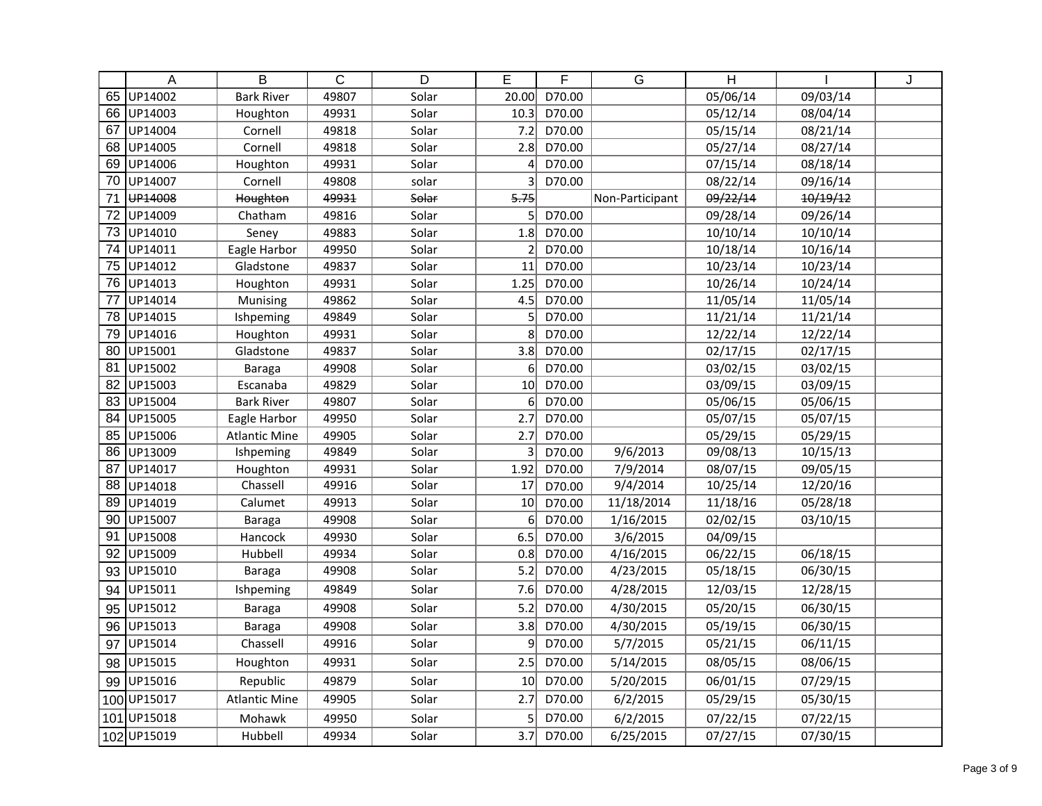| | A | B | C | D | E | F | G | H | I | J |
|---|---|---|---|---|---|---|---|---|---|---|
| 65 | UP14002 | Bark River | 49807 | Solar | 20.00 | D70.00 | | 05/06/14 | 09/03/14 | |
| 66 | UP14003 | Houghton | 49931 | Solar | 10.3 | D70.00 | | 05/12/14 | 08/04/14 | |
| 67 | UP14004 | Cornell | 49818 | Solar | 7.2 | D70.00 | | 05/15/14 | 08/21/14 | |
| 68 | UP14005 | Cornell | 49818 | Solar | 2.8 | D70.00 | | 05/27/14 | 08/27/14 | |
| 69 | UP14006 | Houghton | 49931 | Solar | 4 | D70.00 | | 07/15/14 | 08/18/14 | |
| 70 | UP14007 | Cornell | 49808 | solar | 3 | D70.00 | | 08/22/14 | 09/16/14 | |
| 71 | ~~UP14008~~ | ~~Houghton~~ | ~~49931~~ | ~~Solar~~ | ~~5.75~~ | | Non-Participant | ~~09/22/14~~ | ~~10/19/12~~ | |
| 72 | UP14009 | Chatham | 49816 | Solar | 5 | D70.00 | | 09/28/14 | 09/26/14 | |
| 73 | UP14010 | Seney | 49883 | Solar | 1.8 | D70.00 | | 10/10/14 | 10/10/14 | |
| 74 | UP14011 | Eagle Harbor | 49950 | Solar | 2 | D70.00 | | 10/18/14 | 10/16/14 | |
| 75 | UP14012 | Gladstone | 49837 | Solar | 11 | D70.00 | | 10/23/14 | 10/23/14 | |
| 76 | UP14013 | Houghton | 49931 | Solar | 1.25 | D70.00 | | 10/26/14 | 10/24/14 | |
| 77 | UP14014 | Munising | 49862 | Solar | 4.5 | D70.00 | | 11/05/14 | 11/05/14 | |
| 78 | UP14015 | Ishpeming | 49849 | Solar | 5 | D70.00 | | 11/21/14 | 11/21/14 | |
| 79 | UP14016 | Houghton | 49931 | Solar | 8 | D70.00 | | 12/22/14 | 12/22/14 | |
| 80 | UP15001 | Gladstone | 49837 | Solar | 3.8 | D70.00 | | 02/17/15 | 02/17/15 | |
| 81 | UP15002 | Baraga | 49908 | Solar | 6 | D70.00 | | 03/02/15 | 03/02/15 | |
| 82 | UP15003 | Escanaba | 49829 | Solar | 10 | D70.00 | | 03/09/15 | 03/09/15 | |
| 83 | UP15004 | Bark River | 49807 | Solar | 6 | D70.00 | | 05/06/15 | 05/06/15 | |
| 84 | UP15005 | Eagle Harbor | 49950 | Solar | 2.7 | D70.00 | | 05/07/15 | 05/07/15 | |
| 85 | UP15006 | Atlantic Mine | 49905 | Solar | 2.7 | D70.00 | | 05/29/15 | 05/29/15 | |
| 86 | UP13009 | Ishpeming | 49849 | Solar | 3 | D70.00 | 9/6/2013 | 09/08/13 | 10/15/13 | |
| 87 | UP14017 | Houghton | 49931 | Solar | 1.92 | D70.00 | 7/9/2014 | 08/07/15 | 09/05/15 | |
| 88 | UP14018 | Chassell | 49916 | Solar | 17 | D70.00 | 9/4/2014 | 10/25/14 | 12/20/16 | |
| 89 | UP14019 | Calumet | 49913 | Solar | 10 | D70.00 | 11/18/2014 | 11/18/16 | 05/28/18 | |
| 90 | UP15007 | Baraga | 49908 | Solar | 6 | D70.00 | 1/16/2015 | 02/02/15 | 03/10/15 | |
| 91 | UP15008 | Hancock | 49930 | Solar | 6.5 | D70.00 | 3/6/2015 | 04/09/15 | | |
| 92 | UP15009 | Hubbell | 49934 | Solar | 0.8 | D70.00 | 4/16/2015 | 06/22/15 | 06/18/15 | |
| 93 | UP15010 | Baraga | 49908 | Solar | 5.2 | D70.00 | 4/23/2015 | 05/18/15 | 06/30/15 | |
| 94 | UP15011 | Ishpeming | 49849 | Solar | 7.6 | D70.00 | 4/28/2015 | 12/03/15 | 12/28/15 | |
| 95 | UP15012 | Baraga | 49908 | Solar | 5.2 | D70.00 | 4/30/2015 | 05/20/15 | 06/30/15 | |
| 96 | UP15013 | Baraga | 49908 | Solar | 3.8 | D70.00 | 4/30/2015 | 05/19/15 | 06/30/15 | |
| 97 | UP15014 | Chassell | 49916 | Solar | 9 | D70.00 | 5/7/2015 | 05/21/15 | 06/11/15 | |
| 98 | UP15015 | Houghton | 49931 | Solar | 2.5 | D70.00 | 5/14/2015 | 08/05/15 | 08/06/15 | |
| 99 | UP15016 | Republic | 49879 | Solar | 10 | D70.00 | 5/20/2015 | 06/01/15 | 07/29/15 | |
| 100 | UP15017 | Atlantic Mine | 49905 | Solar | 2.7 | D70.00 | 6/2/2015 | 05/29/15 | 05/30/15 | |
| 101 | UP15018 | Mohawk | 49950 | Solar | 5 | D70.00 | 6/2/2015 | 07/22/15 | 07/22/15 | |
| 102 | UP15019 | Hubbell | 49934 | Solar | 3.7 | D70.00 | 6/25/2015 | 07/27/15 | 07/30/15 | |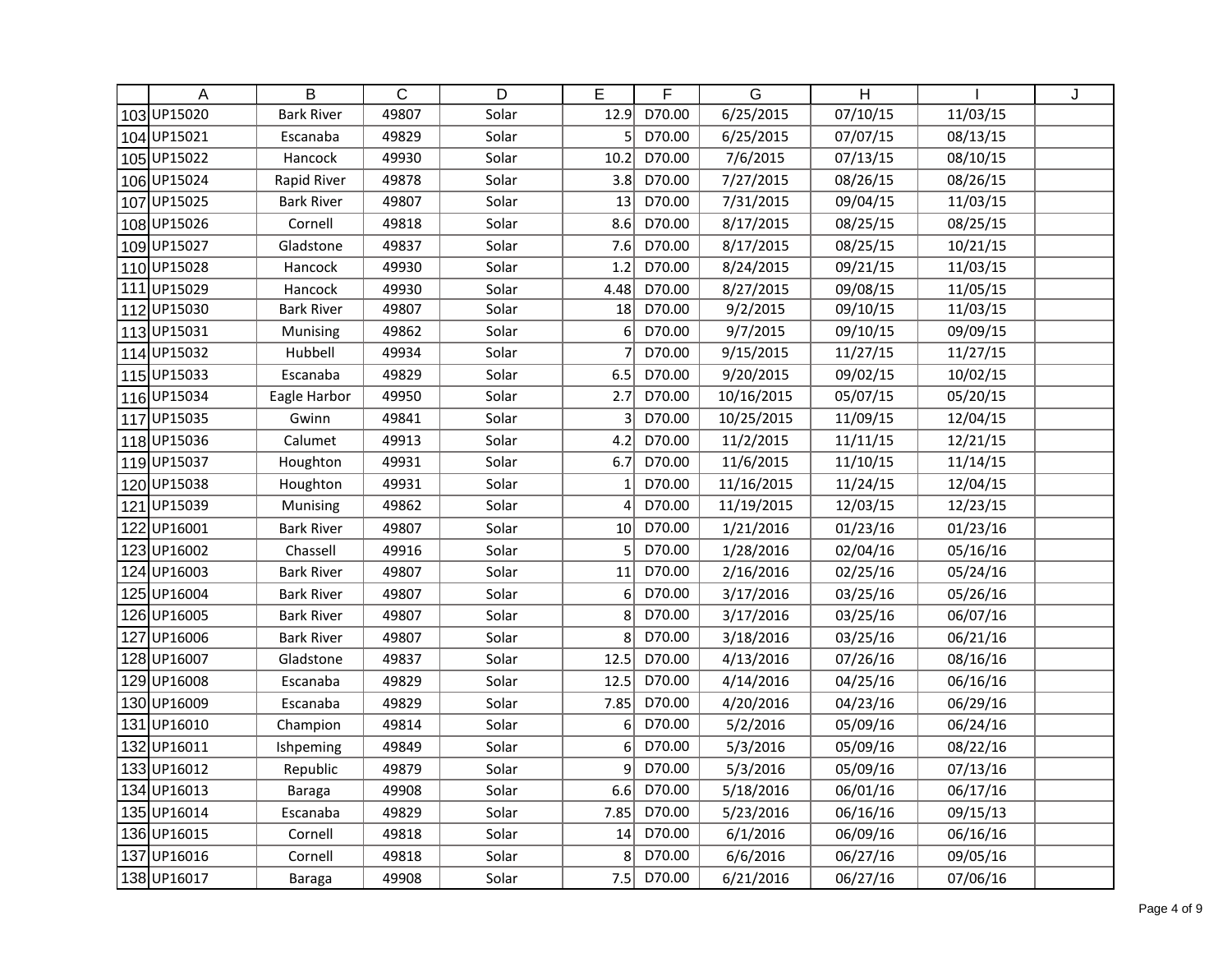| | A | B | C | D | E | F | G | H | I | J |
|---|---|---|---|---|---|---|---|---|---|---|
| 103 | UP15020 | Bark River | 49807 | Solar | 12.9 | D70.00 | 6/25/2015 | 07/10/15 | 11/03/15 | |
| 104 | UP15021 | Escanaba | 49829 | Solar | 5 | D70.00 | 6/25/2015 | 07/07/15 | 08/13/15 | |
| 105 | UP15022 | Hancock | 49930 | Solar | 10.2 | D70.00 | 7/6/2015 | 07/13/15 | 08/10/15 | |
| 106 | UP15024 | Rapid River | 49878 | Solar | 3.8 | D70.00 | 7/27/2015 | 08/26/15 | 08/26/15 | |
| 107 | UP15025 | Bark River | 49807 | Solar | 13 | D70.00 | 7/31/2015 | 09/04/15 | 11/03/15 | |
| 108 | UP15026 | Cornell | 49818 | Solar | 8.6 | D70.00 | 8/17/2015 | 08/25/15 | 08/25/15 | |
| 109 | UP15027 | Gladstone | 49837 | Solar | 7.6 | D70.00 | 8/17/2015 | 08/25/15 | 10/21/15 | |
| 110 | UP15028 | Hancock | 49930 | Solar | 1.2 | D70.00 | 8/24/2015 | 09/21/15 | 11/03/15 | |
| 111 | UP15029 | Hancock | 49930 | Solar | 4.48 | D70.00 | 8/27/2015 | 09/08/15 | 11/05/15 | |
| 112 | UP15030 | Bark River | 49807 | Solar | 18 | D70.00 | 9/2/2015 | 09/10/15 | 11/03/15 | |
| 113 | UP15031 | Munising | 49862 | Solar | 6 | D70.00 | 9/7/2015 | 09/10/15 | 09/09/15 | |
| 114 | UP15032 | Hubbell | 49934 | Solar | 7 | D70.00 | 9/15/2015 | 11/27/15 | 11/27/15 | |
| 115 | UP15033 | Escanaba | 49829 | Solar | 6.5 | D70.00 | 9/20/2015 | 09/02/15 | 10/02/15 | |
| 116 | UP15034 | Eagle Harbor | 49950 | Solar | 2.7 | D70.00 | 10/16/2015 | 05/07/15 | 05/20/15 | |
| 117 | UP15035 | Gwinn | 49841 | Solar | 3 | D70.00 | 10/25/2015 | 11/09/15 | 12/04/15 | |
| 118 | UP15036 | Calumet | 49913 | Solar | 4.2 | D70.00 | 11/2/2015 | 11/11/15 | 12/21/15 | |
| 119 | UP15037 | Houghton | 49931 | Solar | 6.7 | D70.00 | 11/6/2015 | 11/10/15 | 11/14/15 | |
| 120 | UP15038 | Houghton | 49931 | Solar | 1 | D70.00 | 11/16/2015 | 11/24/15 | 12/04/15 | |
| 121 | UP15039 | Munising | 49862 | Solar | 4 | D70.00 | 11/19/2015 | 12/03/15 | 12/23/15 | |
| 122 | UP16001 | Bark River | 49807 | Solar | 10 | D70.00 | 1/21/2016 | 01/23/16 | 01/23/16 | |
| 123 | UP16002 | Chassell | 49916 | Solar | 5 | D70.00 | 1/28/2016 | 02/04/16 | 05/16/16 | |
| 124 | UP16003 | Bark River | 49807 | Solar | 11 | D70.00 | 2/16/2016 | 02/25/16 | 05/24/16 | |
| 125 | UP16004 | Bark River | 49807 | Solar | 6 | D70.00 | 3/17/2016 | 03/25/16 | 05/26/16 | |
| 126 | UP16005 | Bark River | 49807 | Solar | 8 | D70.00 | 3/17/2016 | 03/25/16 | 06/07/16 | |
| 127 | UP16006 | Bark River | 49807 | Solar | 8 | D70.00 | 3/18/2016 | 03/25/16 | 06/21/16 | |
| 128 | UP16007 | Gladstone | 49837 | Solar | 12.5 | D70.00 | 4/13/2016 | 07/26/16 | 08/16/16 | |
| 129 | UP16008 | Escanaba | 49829 | Solar | 12.5 | D70.00 | 4/14/2016 | 04/25/16 | 06/16/16 | |
| 130 | UP16009 | Escanaba | 49829 | Solar | 7.85 | D70.00 | 4/20/2016 | 04/23/16 | 06/29/16 | |
| 131 | UP16010 | Champion | 49814 | Solar | 6 | D70.00 | 5/2/2016 | 05/09/16 | 06/24/16 | |
| 132 | UP16011 | Ishpeming | 49849 | Solar | 6 | D70.00 | 5/3/2016 | 05/09/16 | 08/22/16 | |
| 133 | UP16012 | Republic | 49879 | Solar | 9 | D70.00 | 5/3/2016 | 05/09/16 | 07/13/16 | |
| 134 | UP16013 | Baraga | 49908 | Solar | 6.6 | D70.00 | 5/18/2016 | 06/01/16 | 06/17/16 | |
| 135 | UP16014 | Escanaba | 49829 | Solar | 7.85 | D70.00 | 5/23/2016 | 06/16/16 | 09/15/13 | |
| 136 | UP16015 | Cornell | 49818 | Solar | 14 | D70.00 | 6/1/2016 | 06/09/16 | 06/16/16 | |
| 137 | UP16016 | Cornell | 49818 | Solar | 8 | D70.00 | 6/6/2016 | 06/27/16 | 09/05/16 | |
| 138 | UP16017 | Baraga | 49908 | Solar | 7.5 | D70.00 | 6/21/2016 | 06/27/16 | 07/06/16 | |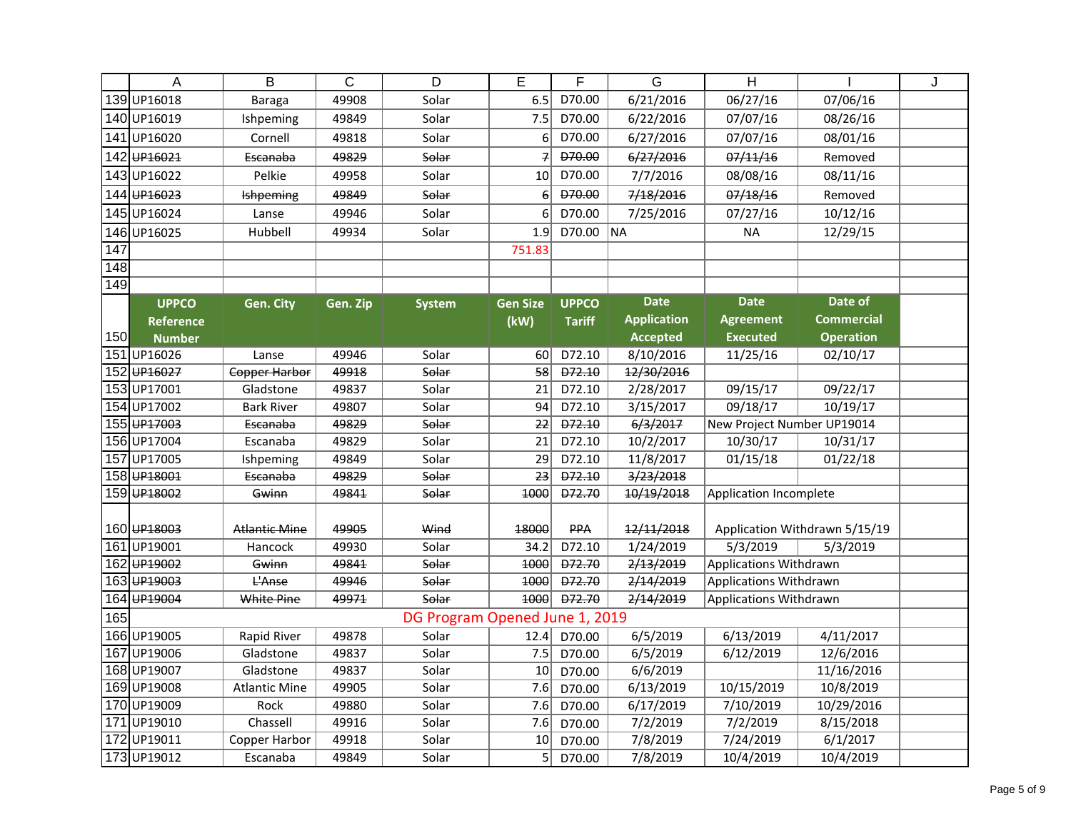| UPPCO Reference Number | Gen. City | Gen. Zip | System | Gen Size (kW) | UPPCO Tariff | Date Application Accepted | Date Agreement Executed | Date of Commercial Operation |
|---|---|---|---|---|---|---|---|---|
| UP16018 | Baraga | 49908 | Solar | 6.5 | D70.00 | 6/21/2016 | 06/27/16 | 07/06/16 |
| UP16019 | Ishpeming | 49849 | Solar | 7.5 | D70.00 | 6/22/2016 | 07/07/16 | 08/26/16 |
| UP16020 | Cornell | 49818 | Solar | 6 | D70.00 | 6/27/2016 | 07/07/16 | 08/01/16 |
| ~~UP16021~~ | ~~Escanaba~~ | ~~49829~~ | ~~Solar~~ | ~~7~~ | ~~D70.00~~ | ~~6/27/2016~~ | ~~07/11/16~~ | Removed |
| UP16022 | Pelkie | 49958 | Solar | 10 | D70.00 | 7/7/2016 | 08/08/16 | 08/11/16 |
| ~~UP16023~~ | ~~Ishpeming~~ | ~~49849~~ | ~~Solar~~ | ~~6~~ | ~~D70.00~~ | ~~7/18/2016~~ | ~~07/18/16~~ | Removed |
| UP16024 | Lanse | 49946 | Solar | 6 | D70.00 | 7/25/2016 | 07/27/16 | 10/12/16 |
| UP16025 | Hubbell | 49934 | Solar | 1.9 | D70.00 | NA | NA | 12/29/15 |
| | | | | 751.83 | | | | |
| UP16026 | Lanse | 49946 | Solar | 60 | D72.10 | 8/10/2016 | 11/25/16 | 02/10/17 |
| ~~UP16027~~ | ~~Copper Harbor~~ | ~~49918~~ | ~~Solar~~ | ~~58~~ | ~~D72.10~~ | ~~12/30/2016~~ | | |
| UP17001 | Gladstone | 49837 | Solar | 21 | D72.10 | 2/28/2017 | 09/15/17 | 09/22/17 |
| UP17002 | Bark River | 49807 | Solar | 94 | D72.10 | 3/15/2017 | 09/18/17 | 10/19/17 |
| ~~UP17003~~ | ~~Escanaba~~ | ~~49829~~ | ~~Solar~~ | ~~22~~ | ~~D72.10~~ | ~~6/3/2017~~ | New Project Number UP19014 | |
| UP17004 | Escanaba | 49829 | Solar | 21 | D72.10 | 10/2/2017 | 10/30/17 | 10/31/17 |
| UP17005 | Ishpeming | 49849 | Solar | 29 | D72.10 | 11/8/2017 | 01/15/18 | 01/22/18 |
| ~~UP18001~~ | ~~Escanaba~~ | ~~49829~~ | ~~Solar~~ | ~~23~~ | ~~D72.10~~ | ~~3/23/2018~~ | | |
| ~~UP18002~~ | ~~Gwinn~~ | ~~49841~~ | ~~Solar~~ | ~~1000~~ | ~~D72.70~~ | ~~10/19/2018~~ | Application Incomplete | |
| ~~UP18003~~ | ~~Atlantic Mine~~ | ~~49905~~ | ~~Wind~~ | ~~18000~~ | ~~PPA~~ | ~~12/11/2018~~ | Application Withdrawn 5/15/19 | |
| UP19001 | Hancock | 49930 | Solar | 34.2 | D72.10 | 1/24/2019 | 5/3/2019 | 5/3/2019 |
| ~~UP19002~~ | ~~Gwinn~~ | ~~49841~~ | ~~Solar~~ | ~~1000~~ | ~~D72.70~~ | ~~2/13/2019~~ | Applications Withdrawn | |
| ~~UP19003~~ | ~~L'Anse~~ | ~~49946~~ | ~~Solar~~ | ~~1000~~ | ~~D72.70~~ | ~~2/14/2019~~ | Applications Withdrawn | |
| ~~UP19004~~ | ~~White Pine~~ | ~~49971~~ | ~~Solar~~ | ~~1000~~ | ~~D72.70~~ | ~~2/14/2019~~ | Applications Withdrawn | |
| DG Program Opened June 1, 2019 | | | | | | | | |
| UP19005 | Rapid River | 49878 | Solar | 12.4 | D70.00 | 6/5/2019 | 6/13/2019 | 4/11/2017 |
| UP19006 | Gladstone | 49837 | Solar | 7.5 | D70.00 | 6/5/2019 | 6/12/2019 | 12/6/2016 |
| UP19007 | Gladstone | 49837 | Solar | 10 | D70.00 | 6/6/2019 | | 11/16/2016 |
| UP19008 | Atlantic Mine | 49905 | Solar | 7.6 | D70.00 | 6/13/2019 | 10/15/2019 | 10/8/2019 |
| UP19009 | Rock | 49880 | Solar | 7.6 | D70.00 | 6/17/2019 | 7/10/2019 | 10/29/2016 |
| UP19010 | Chassell | 49916 | Solar | 7.6 | D70.00 | 7/2/2019 | 7/2/2019 | 8/15/2018 |
| UP19011 | Copper Harbor | 49918 | Solar | 10 | D70.00 | 7/8/2019 | 7/24/2019 | 6/1/2017 |
| UP19012 | Escanaba | 49849 | Solar | 5 | D70.00 | 7/8/2019 | 10/4/2019 | 10/4/2019 |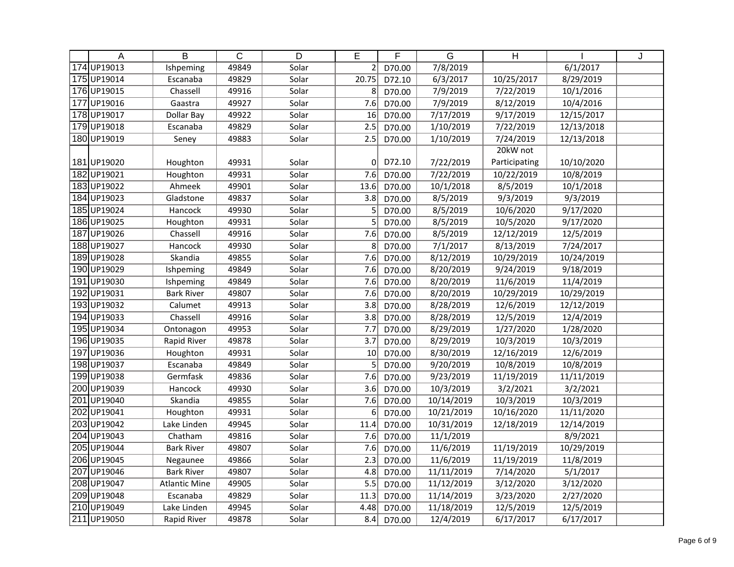| | A | B | C | D | E | F | G | H | I | J |
|---|---|---|---|---|---|---|---|---|---|---|
| 174 | UP19013 | Ishpeming | 49849 | Solar | 2 | D70.00 | 7/8/2019 | | 6/1/2017 | |
| 175 | UP19014 | Escanaba | 49829 | Solar | 20.75 | D72.10 | 6/3/2017 | 10/25/2017 | 8/29/2019 | |
| 176 | UP19015 | Chassell | 49916 | Solar | 8 | D70.00 | 7/9/2019 | 7/22/2019 | 10/1/2016 | |
| 177 | UP19016 | Gaastra | 49927 | Solar | 7.6 | D70.00 | 7/9/2019 | 8/12/2019 | 10/4/2016 | |
| 178 | UP19017 | Dollar Bay | 49922 | Solar | 16 | D70.00 | 7/17/2019 | 9/17/2019 | 12/15/2017 | |
| 179 | UP19018 | Escanaba | 49829 | Solar | 2.5 | D70.00 | 1/10/2019 | 7/22/2019 | 12/13/2018 | |
| 180 | UP19019 | Seney | 49883 | Solar | 2.5 | D70.00 | 1/10/2019 | 7/24/2019 | 12/13/2018 | |
| 181 | UP19020 | Houghton | 49931 | Solar | 0 | D72.10 | 7/22/2019 | 20kW not Participating | 10/10/2020 | |
| 182 | UP19021 | Houghton | 49931 | Solar | 7.6 | D70.00 | 7/22/2019 | 10/22/2019 | 10/8/2019 | |
| 183 | UP19022 | Ahmeek | 49901 | Solar | 13.6 | D70.00 | 10/1/2018 | 8/5/2019 | 10/1/2018 | |
| 184 | UP19023 | Gladstone | 49837 | Solar | 3.8 | D70.00 | 8/5/2019 | 9/3/2019 | 9/3/2019 | |
| 185 | UP19024 | Hancock | 49930 | Solar | 5 | D70.00 | 8/5/2019 | 10/6/2020 | 9/17/2020 | |
| 186 | UP19025 | Houghton | 49931 | Solar | 5 | D70.00 | 8/5/2019 | 10/5/2020 | 9/17/2020 | |
| 187 | UP19026 | Chassell | 49916 | Solar | 7.6 | D70.00 | 8/5/2019 | 12/12/2019 | 12/5/2019 | |
| 188 | UP19027 | Hancock | 49930 | Solar | 8 | D70.00 | 7/1/2017 | 8/13/2019 | 7/24/2017 | |
| 189 | UP19028 | Skandia | 49855 | Solar | 7.6 | D70.00 | 8/12/2019 | 10/29/2019 | 10/24/2019 | |
| 190 | UP19029 | Ishpeming | 49849 | Solar | 7.6 | D70.00 | 8/20/2019 | 9/24/2019 | 9/18/2019 | |
| 191 | UP19030 | Ishpeming | 49849 | Solar | 7.6 | D70.00 | 8/20/2019 | 11/6/2019 | 11/4/2019 | |
| 192 | UP19031 | Bark River | 49807 | Solar | 7.6 | D70.00 | 8/20/2019 | 10/29/2019 | 10/29/2019 | |
| 193 | UP19032 | Calumet | 49913 | Solar | 3.8 | D70.00 | 8/28/2019 | 12/6/2019 | 12/12/2019 | |
| 194 | UP19033 | Chassell | 49916 | Solar | 3.8 | D70.00 | 8/28/2019 | 12/5/2019 | 12/4/2019 | |
| 195 | UP19034 | Ontonagon | 49953 | Solar | 7.7 | D70.00 | 8/29/2019 | 1/27/2020 | 1/28/2020 | |
| 196 | UP19035 | Rapid River | 49878 | Solar | 3.7 | D70.00 | 8/29/2019 | 10/3/2019 | 10/3/2019 | |
| 197 | UP19036 | Houghton | 49931 | Solar | 10 | D70.00 | 8/30/2019 | 12/16/2019 | 12/6/2019 | |
| 198 | UP19037 | Escanaba | 49849 | Solar | 5 | D70.00 | 9/20/2019 | 10/8/2019 | 10/8/2019 | |
| 199 | UP19038 | Germfask | 49836 | Solar | 7.6 | D70.00 | 9/23/2019 | 11/19/2019 | 11/11/2019 | |
| 200 | UP19039 | Hancock | 49930 | Solar | 3.6 | D70.00 | 10/3/2019 | 3/2/2021 | 3/2/2021 | |
| 201 | UP19040 | Skandia | 49855 | Solar | 7.6 | D70.00 | 10/14/2019 | 10/3/2019 | 10/3/2019 | |
| 202 | UP19041 | Houghton | 49931 | Solar | 6 | D70.00 | 10/21/2019 | 10/16/2020 | 11/11/2020 | |
| 203 | UP19042 | Lake Linden | 49945 | Solar | 11.4 | D70.00 | 10/31/2019 | 12/18/2019 | 12/14/2019 | |
| 204 | UP19043 | Chatham | 49816 | Solar | 7.6 | D70.00 | 11/1/2019 | | 8/9/2021 | |
| 205 | UP19044 | Bark River | 49807 | Solar | 7.6 | D70.00 | 11/6/2019 | 11/19/2019 | 10/29/2019 | |
| 206 | UP19045 | Negaunee | 49866 | Solar | 2.3 | D70.00 | 11/6/2019 | 11/19/2019 | 11/8/2019 | |
| 207 | UP19046 | Bark River | 49807 | Solar | 4.8 | D70.00 | 11/11/2019 | 7/14/2020 | 5/1/2017 | |
| 208 | UP19047 | Atlantic Mine | 49905 | Solar | 5.5 | D70.00 | 11/12/2019 | 3/12/2020 | 3/12/2020 | |
| 209 | UP19048 | Escanaba | 49829 | Solar | 11.3 | D70.00 | 11/14/2019 | 3/23/2020 | 2/27/2020 | |
| 210 | UP19049 | Lake Linden | 49945 | Solar | 4.48 | D70.00 | 11/18/2019 | 12/5/2019 | 12/5/2019 | |
| 211 | UP19050 | Rapid River | 49878 | Solar | 8.4 | D70.00 | 12/4/2019 | 6/17/2017 | 6/17/2017 | |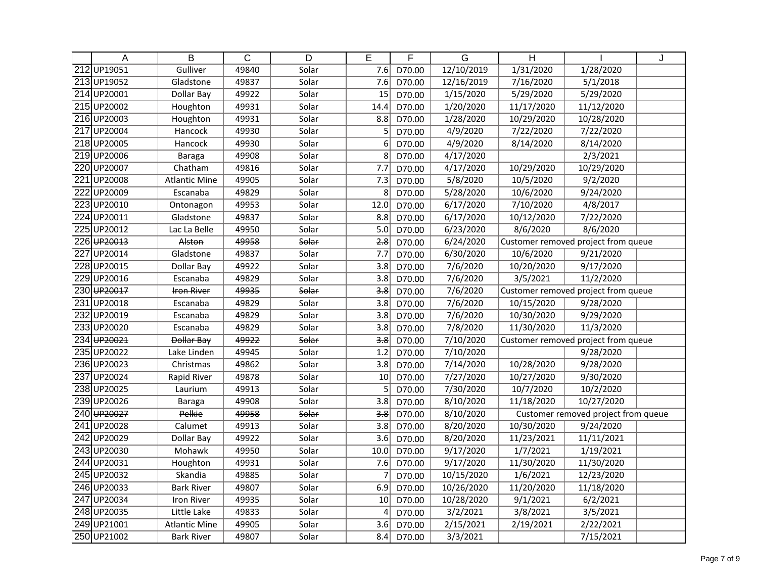| | A | B | C | D | E | F | G | H | I | J |
|---|---|---|---|---|---|---|---|---|---|---|
| 212 | UP19051 | Gulliver | 49840 | Solar | 7.6 | D70.00 | 12/10/2019 | 1/31/2020 | 1/28/2020 | |
| 213 | UP19052 | Gladstone | 49837 | Solar | 7.6 | D70.00 | 12/16/2019 | 7/16/2020 | 5/1/2018 | |
| 214 | UP20001 | Dollar Bay | 49922 | Solar | 15 | D70.00 | 1/15/2020 | 5/29/2020 | 5/29/2020 | |
| 215 | UP20002 | Houghton | 49931 | Solar | 14.4 | D70.00 | 1/20/2020 | 11/17/2020 | 11/12/2020 | |
| 216 | UP20003 | Houghton | 49931 | Solar | 8.8 | D70.00 | 1/28/2020 | 10/29/2020 | 10/28/2020 | |
| 217 | UP20004 | Hancock | 49930 | Solar | 5 | D70.00 | 4/9/2020 | 7/22/2020 | 7/22/2020 | |
| 218 | UP20005 | Hancock | 49930 | Solar | 6 | D70.00 | 4/9/2020 | 8/14/2020 | 8/14/2020 | |
| 219 | UP20006 | Baraga | 49908 | Solar | 8 | D70.00 | 4/17/2020 | | 2/3/2021 | |
| 220 | UP20007 | Chatham | 49816 | Solar | 7.7 | D70.00 | 4/17/2020 | 10/29/2020 | 10/29/2020 | |
| 221 | UP20008 | Atlantic Mine | 49905 | Solar | 7.3 | D70.00 | 5/8/2020 | 10/5/2020 | 9/2/2020 | |
| 222 | UP20009 | Escanaba | 49829 | Solar | 8 | D70.00 | 5/28/2020 | 10/6/2020 | 9/24/2020 | |
| 223 | UP20010 | Ontonagon | 49953 | Solar | 12.0 | D70.00 | 6/17/2020 | 7/10/2020 | 4/8/2017 | |
| 224 | UP20011 | Gladstone | 49837 | Solar | 8.8 | D70.00 | 6/17/2020 | 10/12/2020 | 7/22/2020 | |
| 225 | UP20012 | Lac La Belle | 49950 | Solar | 5.0 | D70.00 | 6/23/2020 | 8/6/2020 | 8/6/2020 | |
| 226 | ~~UP20013~~ | ~~Alston~~ | ~~49958~~ | ~~Solar~~ | ~~2.8~~ | D70.00 | 6/24/2020 | Customer removed project from queue | | |
| 227 | UP20014 | Gladstone | 49837 | Solar | 7.7 | D70.00 | 6/30/2020 | 10/6/2020 | 9/21/2020 | |
| 228 | UP20015 | Dollar Bay | 49922 | Solar | 3.8 | D70.00 | 7/6/2020 | 10/20/2020 | 9/17/2020 | |
| 229 | UP20016 | Escanaba | 49829 | Solar | 3.8 | D70.00 | 7/6/2020 | 3/5/2021 | 11/2/2020 | |
| 230 | ~~UP20017~~ | ~~Iron River~~ | ~~49935~~ | ~~Solar~~ | ~~3.8~~ | D70.00 | 7/6/2020 | Customer removed project from queue | | |
| 231 | UP20018 | Escanaba | 49829 | Solar | 3.8 | D70.00 | 7/6/2020 | 10/15/2020 | 9/28/2020 | |
| 232 | UP20019 | Escanaba | 49829 | Solar | 3.8 | D70.00 | 7/6/2020 | 10/30/2020 | 9/29/2020 | |
| 233 | UP20020 | Escanaba | 49829 | Solar | 3.8 | D70.00 | 7/8/2020 | 11/30/2020 | 11/3/2020 | |
| 234 | ~~UP20021~~ | ~~Dollar Bay~~ | ~~49922~~ | ~~Solar~~ | ~~3.8~~ | D70.00 | 7/10/2020 | Customer removed project from queue | | |
| 235 | UP20022 | Lake Linden | 49945 | Solar | 1.2 | D70.00 | 7/10/2020 | | 9/28/2020 | |
| 236 | UP20023 | Christmas | 49862 | Solar | 3.8 | D70.00 | 7/14/2020 | 10/28/2020 | 9/28/2020 | |
| 237 | UP20024 | Rapid River | 49878 | Solar | 10 | D70.00 | 7/27/2020 | 10/27/2020 | 9/30/2020 | |
| 238 | UP20025 | Laurium | 49913 | Solar | 5 | D70.00 | 7/30/2020 | 10/7/2020 | 10/2/2020 | |
| 239 | UP20026 | Baraga | 49908 | Solar | 3.8 | D70.00 | 8/10/2020 | 11/18/2020 | 10/27/2020 | |
| 240 | ~~UP20027~~ | ~~Pelkie~~ | ~~49958~~ | ~~Solar~~ | ~~3.8~~ | D70.00 | 8/10/2020 | Customer removed project from queue | | |
| 241 | UP20028 | Calumet | 49913 | Solar | 3.8 | D70.00 | 8/20/2020 | 10/30/2020 | 9/24/2020 | |
| 242 | UP20029 | Dollar Bay | 49922 | Solar | 3.6 | D70.00 | 8/20/2020 | 11/23/2021 | 11/11/2021 | |
| 243 | UP20030 | Mohawk | 49950 | Solar | 10.0 | D70.00 | 9/17/2020 | 1/7/2021 | 1/19/2021 | |
| 244 | UP20031 | Houghton | 49931 | Solar | 7.6 | D70.00 | 9/17/2020 | 11/30/2020 | 11/30/2020 | |
| 245 | UP20032 | Skandia | 49885 | Solar | 7 | D70.00 | 10/15/2020 | 1/6/2021 | 12/23/2020 | |
| 246 | UP20033 | Bark River | 49807 | Solar | 6.9 | D70.00 | 10/26/2020 | 11/20/2020 | 11/18/2020 | |
| 247 | UP20034 | Iron River | 49935 | Solar | 10 | D70.00 | 10/28/2020 | 9/1/2021 | 6/2/2021 | |
| 248 | UP20035 | Little Lake | 49833 | Solar | 4 | D70.00 | 3/2/2021 | 3/8/2021 | 3/5/2021 | |
| 249 | UP21001 | Atlantic Mine | 49905 | Solar | 3.6 | D70.00 | 2/15/2021 | 2/19/2021 | 2/22/2021 | |
| 250 | UP21002 | Bark River | 49807 | Solar | 8.4 | D70.00 | 3/3/2021 | | 7/15/2021 | |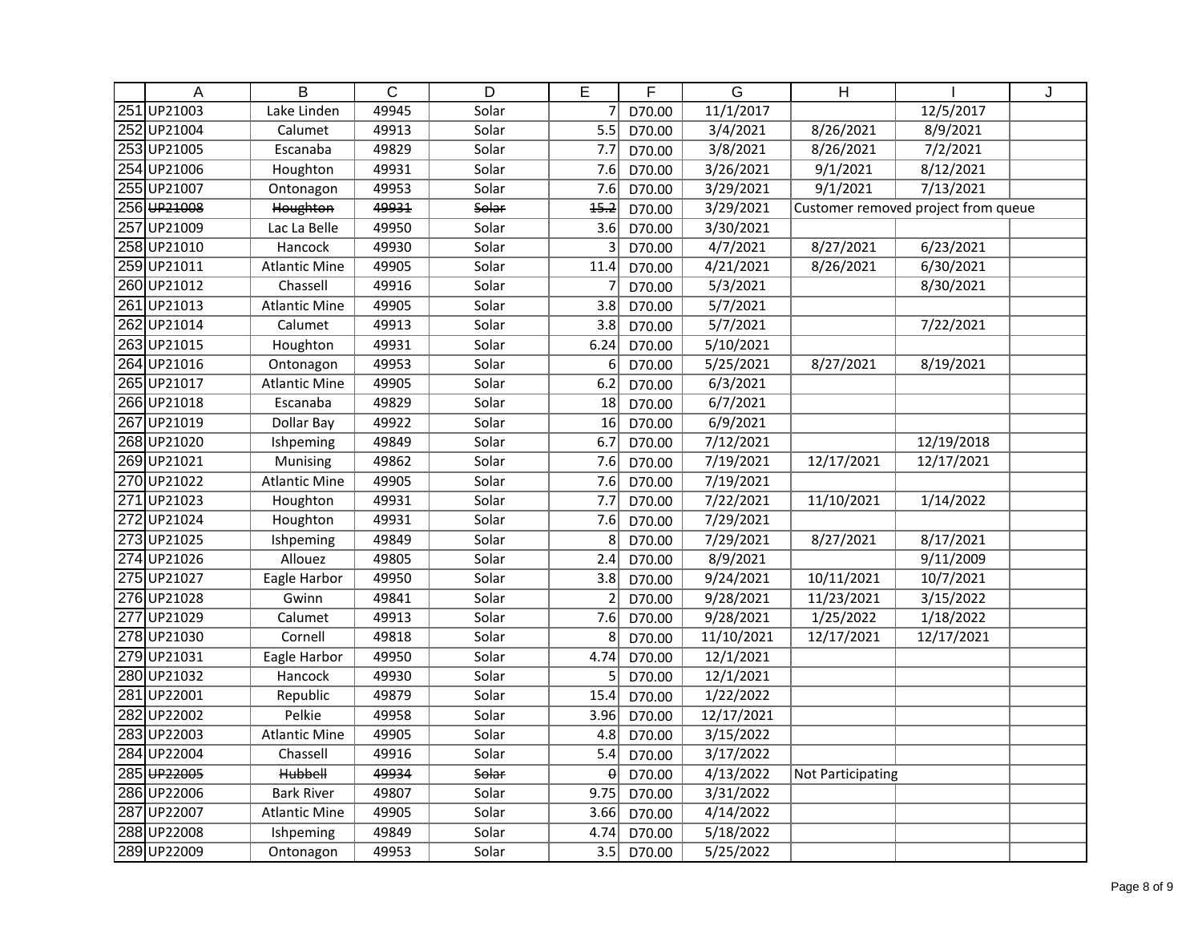| | A | B | C | D | E | F | G | H | I | J |
|---|---|---|---|---|---|---|---|---|---|---|
| 251 | UP21003 | Lake Linden | 49945 | Solar | 7 | D70.00 | 11/1/2017 | | 12/5/2017 | |
| 252 | UP21004 | Calumet | 49913 | Solar | 5.5 | D70.00 | 3/4/2021 | 8/26/2021 | 8/9/2021 | |
| 253 | UP21005 | Escanaba | 49829 | Solar | 7.7 | D70.00 | 3/8/2021 | 8/26/2021 | 7/2/2021 | |
| 254 | UP21006 | Houghton | 49931 | Solar | 7.6 | D70.00 | 3/26/2021 | 9/1/2021 | 8/12/2021 | |
| 255 | UP21007 | Ontonagon | 49953 | Solar | 7.6 | D70.00 | 3/29/2021 | 9/1/2021 | 7/13/2021 | |
| 256 | ~~UP21008~~ | ~~Houghton~~ | ~~49931~~ | ~~Solar~~ | ~~15.2~~ | D70.00 | 3/29/2021 | Customer removed project from queue | | |
| 257 | UP21009 | Lac La Belle | 49950 | Solar | 3.6 | D70.00 | 3/30/2021 | | | |
| 258 | UP21010 | Hancock | 49930 | Solar | 3 | D70.00 | 4/7/2021 | 8/27/2021 | 6/23/2021 | |
| 259 | UP21011 | Atlantic Mine | 49905 | Solar | 11.4 | D70.00 | 4/21/2021 | 8/26/2021 | 6/30/2021 | |
| 260 | UP21012 | Chassell | 49916 | Solar | 7 | D70.00 | 5/3/2021 | | 8/30/2021 | |
| 261 | UP21013 | Atlantic Mine | 49905 | Solar | 3.8 | D70.00 | 5/7/2021 | | | |
| 262 | UP21014 | Calumet | 49913 | Solar | 3.8 | D70.00 | 5/7/2021 | | 7/22/2021 | |
| 263 | UP21015 | Houghton | 49931 | Solar | 6.24 | D70.00 | 5/10/2021 | | | |
| 264 | UP21016 | Ontonagon | 49953 | Solar | 6 | D70.00 | 5/25/2021 | 8/27/2021 | 8/19/2021 | |
| 265 | UP21017 | Atlantic Mine | 49905 | Solar | 6.2 | D70.00 | 6/3/2021 | | | |
| 266 | UP21018 | Escanaba | 49829 | Solar | 18 | D70.00 | 6/7/2021 | | | |
| 267 | UP21019 | Dollar Bay | 49922 | Solar | 16 | D70.00 | 6/9/2021 | | | |
| 268 | UP21020 | Ishpeming | 49849 | Solar | 6.7 | D70.00 | 7/12/2021 | | 12/19/2018 | |
| 269 | UP21021 | Munising | 49862 | Solar | 7.6 | D70.00 | 7/19/2021 | 12/17/2021 | 12/17/2021 | |
| 270 | UP21022 | Atlantic Mine | 49905 | Solar | 7.6 | D70.00 | 7/19/2021 | | | |
| 271 | UP21023 | Houghton | 49931 | Solar | 7.7 | D70.00 | 7/22/2021 | 11/10/2021 | 1/14/2022 | |
| 272 | UP21024 | Houghton | 49931 | Solar | 7.6 | D70.00 | 7/29/2021 | | | |
| 273 | UP21025 | Ishpeming | 49849 | Solar | 8 | D70.00 | 7/29/2021 | 8/27/2021 | 8/17/2021 | |
| 274 | UP21026 | Allouez | 49805 | Solar | 2.4 | D70.00 | 8/9/2021 | | 9/11/2009 | |
| 275 | UP21027 | Eagle Harbor | 49950 | Solar | 3.8 | D70.00 | 9/24/2021 | 10/11/2021 | 10/7/2021 | |
| 276 | UP21028 | Gwinn | 49841 | Solar | 2 | D70.00 | 9/28/2021 | 11/23/2021 | 3/15/2022 | |
| 277 | UP21029 | Calumet | 49913 | Solar | 7.6 | D70.00 | 9/28/2021 | 1/25/2022 | 1/18/2022 | |
| 278 | UP21030 | Cornell | 49818 | Solar | 8 | D70.00 | 11/10/2021 | 12/17/2021 | 12/17/2021 | |
| 279 | UP21031 | Eagle Harbor | 49950 | Solar | 4.74 | D70.00 | 12/1/2021 | | | |
| 280 | UP21032 | Hancock | 49930 | Solar | 5 | D70.00 | 12/1/2021 | | | |
| 281 | UP22001 | Republic | 49879 | Solar | 15.4 | D70.00 | 1/22/2022 | | | |
| 282 | UP22002 | Pelkie | 49958 | Solar | 3.96 | D70.00 | 12/17/2021 | | | |
| 283 | UP22003 | Atlantic Mine | 49905 | Solar | 4.8 | D70.00 | 3/15/2022 | | | |
| 284 | UP22004 | Chassell | 49916 | Solar | 5.4 | D70.00 | 3/17/2022 | | | |
| 285 | ~~UP22005~~ | ~~Hubbell~~ | ~~49934~~ | ~~Solar~~ | ~~0~~ | D70.00 | 4/13/2022 | Not Participating | | |
| 286 | UP22006 | Bark River | 49807 | Solar | 9.75 | D70.00 | 3/31/2022 | | | |
| 287 | UP22007 | Atlantic Mine | 49905 | Solar | 3.66 | D70.00 | 4/14/2022 | | | |
| 288 | UP22008 | Ishpeming | 49849 | Solar | 4.74 | D70.00 | 5/18/2022 | | | |
| 289 | UP22009 | Ontonagon | 49953 | Solar | 3.5 | D70.00 | 5/25/2022 | | | |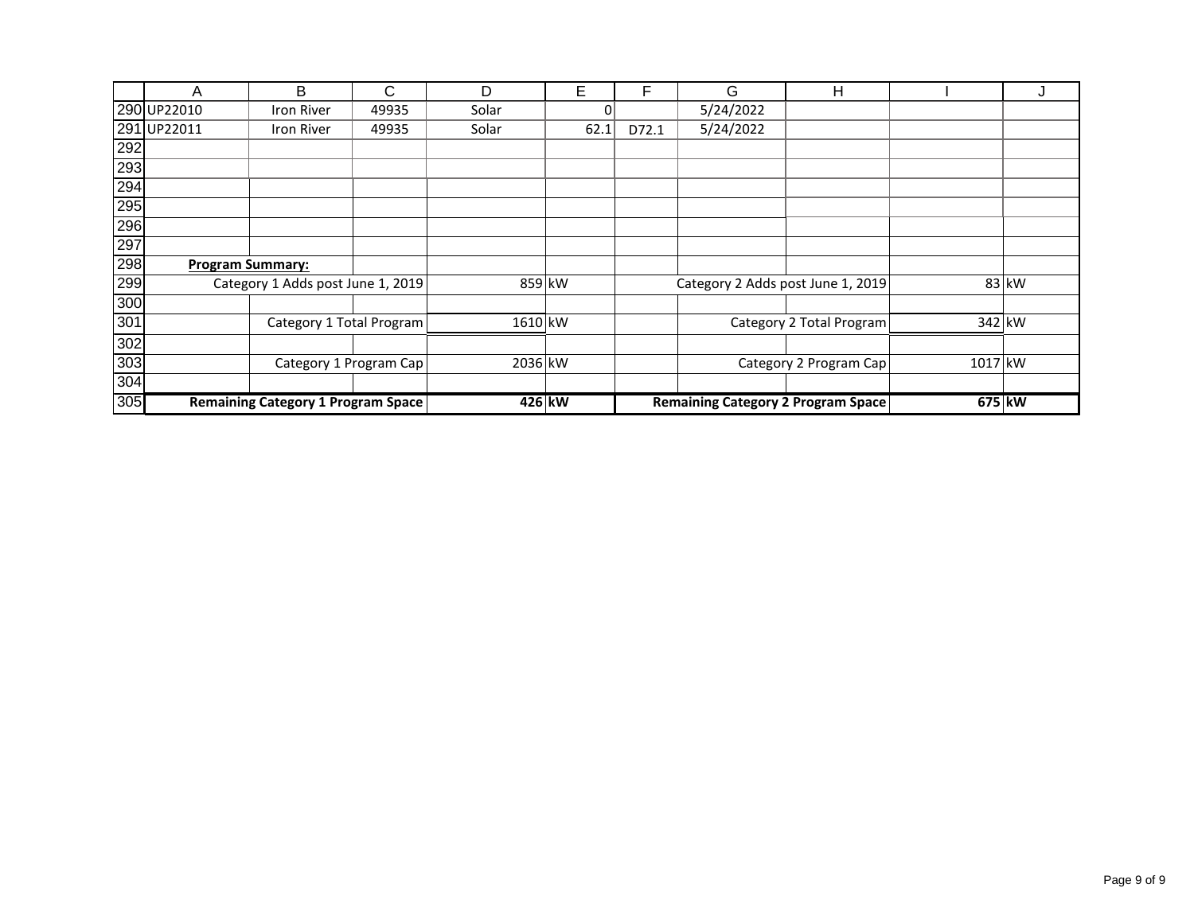| | A | B | C | D | E | F | G | H | I | J |
|---|---|---|---|---|---|---|---|---|---|---|
| 290 | UP22010 | Iron River | 49935 | Solar | 0 | | 5/24/2022 | | | |
| 291 | UP22011 | Iron River | 49935 | Solar | 62.1 | D72.1 | 5/24/2022 | | | |
| 292 | | | | | | | | | | |
| 293 | | | | | | | | | | |
| 294 | | | | | | | | | | |
| 295 | | | | | | | | | | |
| 296 | | | | | | | | | | |
| 297 | | | | | | | | | | |
| 298 | **Program Summary:** | | | | | | | | | |
| 299 | Category 1 Adds post June 1, 2019 | | | 859 | kW | | Category 2 Adds post June 1, 2019 | | 83 | kW |
| 300 | | | | | | | | | | |
| 301 | | Category 1 Total Program | | 1610 | kW | | | Category 2 Total Program | 342 | kW |
| 302 | | | | | | | | | | |
| 303 | | Category 1 Program Cap | | 2036 | kW | | | Category 2 Program Cap | 1017 | kW |
| 304 | | | | | | | | | | |
| 305 | **Remaining Category 1 Program Space** | | | **426** | **kW** | | **Remaining Category 2 Program Space** | | **675** | **kW** |